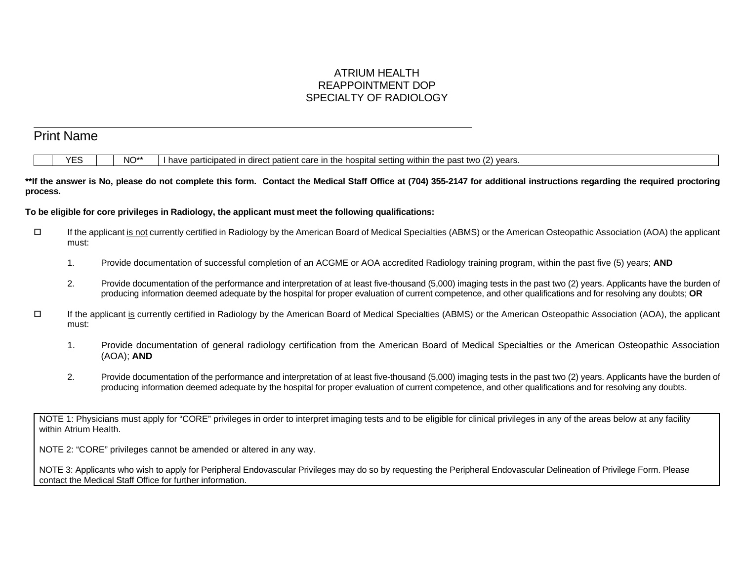# ATRIUM HEALTH
# REAPPOINTMENT DOP
# SPECIALTY OF RADIOLOGY

______________________________________________

Print Name

| | YES | | NO** | I have participated in direct patient care in the hospital setting within the past two (2) years. |
|---|---|---|---|---|

****If the answer is No, please do not complete this form. Contact the Medical Staff Office at (704) 355-2147 for additional instructions regarding the required proctoring process.**

**To be eligible for core privileges in Radiology, the applicant must meet the following qualifications:**

- ☐ If the applicant <u>is not</u> currently certified in Radiology by the American Board of Medical Specialties (ABMS) or the American Osteopathic Association (AOA) the applicant must:

  1. Provide documentation of successful completion of an ACGME or AOA accredited Radiology training program, within the past five (5) years; **AND**

  2. Provide documentation of the performance and interpretation of at least five-thousand (5,000) imaging tests in the past two (2) years. Applicants have the burden of producing information deemed adequate by the hospital for proper evaluation of current competence, and other qualifications and for resolving any doubts; **OR**

- ☐ If the applicant <u>is</u> currently certified in Radiology by the American Board of Medical Specialties (ABMS) or the American Osteopathic Association (AOA), the applicant must:

  1. Provide documentation of general radiology certification from the American Board of Medical Specialties or the American Osteopathic Association (AOA); **AND**

  2. Provide documentation of the performance and interpretation of at least five-thousand (5,000) imaging tests in the past two (2) years. Applicants have the burden of producing information deemed adequate by the hospital for proper evaluation of current competence, and other qualifications and for resolving any doubts.

NOTE 1: Physicians must apply for "CORE" privileges in order to interpret imaging tests and to be eligible for clinical privileges in any of the areas below at any facility within Atrium Health.

NOTE 2: "CORE" privileges cannot be amended or altered in any way.

NOTE 3: Applicants who wish to apply for Peripheral Endovascular Privileges may do so by requesting the Peripheral Endovascular Delineation of Privilege Form. Please contact the Medical Staff Office for further information.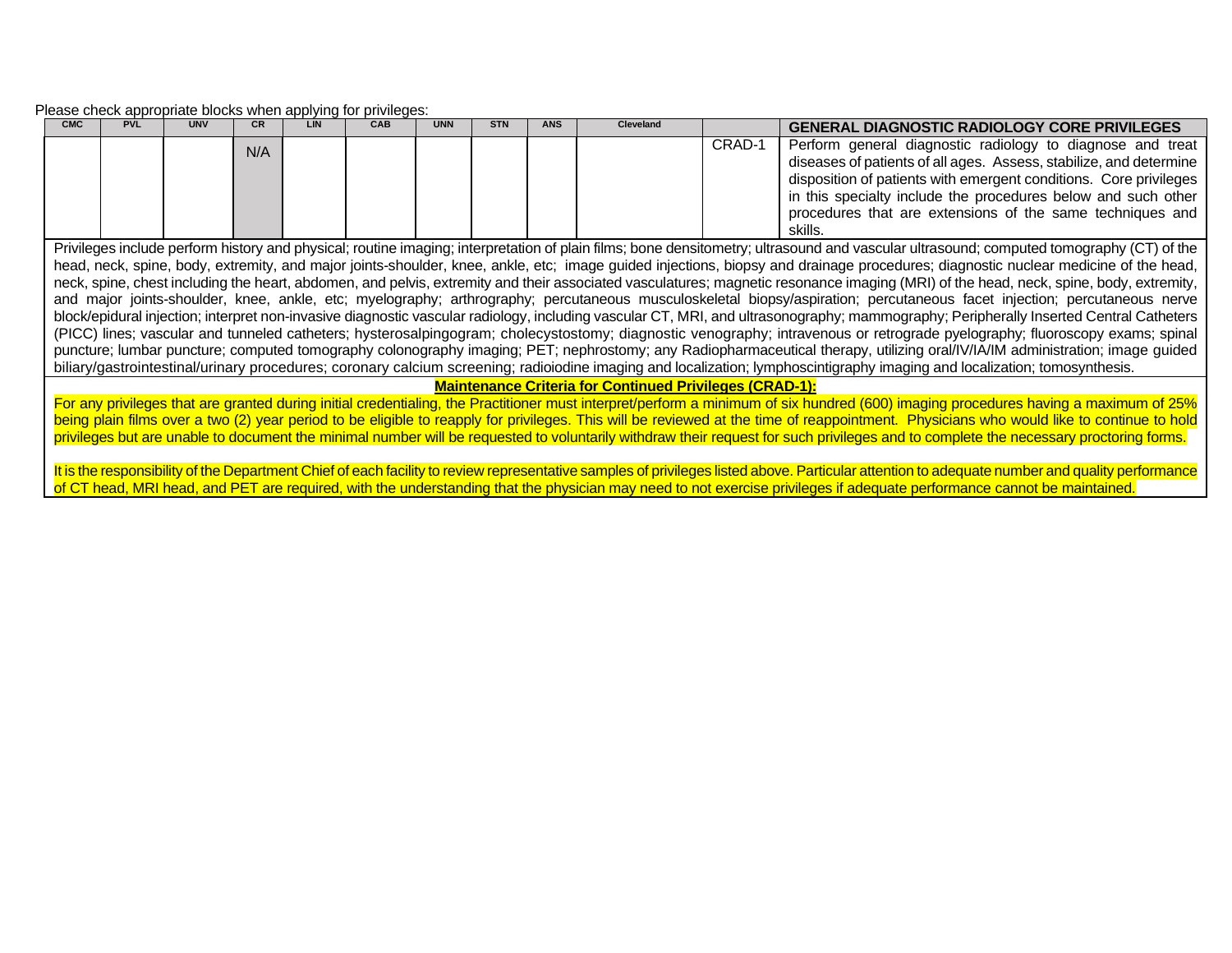Please check appropriate blocks when applying for privileges:

| CMC | PVL | UNV | CR | LIN | CAB | UNN | STN | ANS | Cleveland | | GENERAL DIAGNOSTIC RADIOLOGY CORE PRIVILEGES |
|---|---|---|---|---|---|---|---|---|---|---|---|
| | | | N/A | | | | | | | CRAD-1 | Perform general diagnostic radiology to diagnose and treat diseases of patients of all ages. Assess, stabilize, and determine disposition of patients with emergent conditions. Core privileges in this specialty include the procedures below and such other procedures that are extensions of the same techniques and skills. |

Privileges include perform history and physical; routine imaging; interpretation of plain films; bone densitometry; ultrasound and vascular ultrasound; computed tomography (CT) of the head, neck, spine, body, extremity, and major joints-shoulder, knee, ankle, etc; image guided injections, biopsy and drainage procedures; diagnostic nuclear medicine of the head, neck, spine, chest including the heart, abdomen, and pelvis, extremity and their associated vasculatures; magnetic resonance imaging (MRI) of the head, neck, spine, body, extremity, and major joints-shoulder, knee, ankle, etc; myelography; arthrography; percutaneous musculoskeletal biopsy/aspiration; percutaneous facet injection; percutaneous nerve block/epidural injection; interpret non-invasive diagnostic vascular radiology, including vascular CT, MRI, and ultrasonography; mammography; Peripherally Inserted Central Catheters (PICC) lines; vascular and tunneled catheters; hysterosalpingogram; cholecystostomy; diagnostic venography; intravenous or retrograde pyelography; fluoroscopy exams; spinal puncture; lumbar puncture; computed tomography colonography imaging; PET; nephrostomy; any Radiopharmaceutical therapy, utilizing oral/IV/IA/IM administration; image guided biliary/gastrointestinal/urinary procedures; coronary calcium screening; radioiodine imaging and localization; lymphoscintigraphy imaging and localization; tomosynthesis.

**Maintenance Criteria for Continued Privileges (CRAD-1):**

For any privileges that are granted during initial credentialing, the Practitioner must interpret/perform a minimum of six hundred (600) imaging procedures having a maximum of 25% being plain films over a two (2) year period to be eligible to reapply for privileges. This will be reviewed at the time of reappointment. Physicians who would like to continue to hold privileges but are unable to document the minimal number will be requested to voluntarily withdraw their request for such privileges and to complete the necessary proctoring forms.

It is the responsibility of the Department Chief of each facility to review representative samples of privileges listed above. Particular attention to adequate number and quality performance of CT head, MRI head, and PET are required, with the understanding that the physician may need to not exercise privileges if adequate performance cannot be maintained.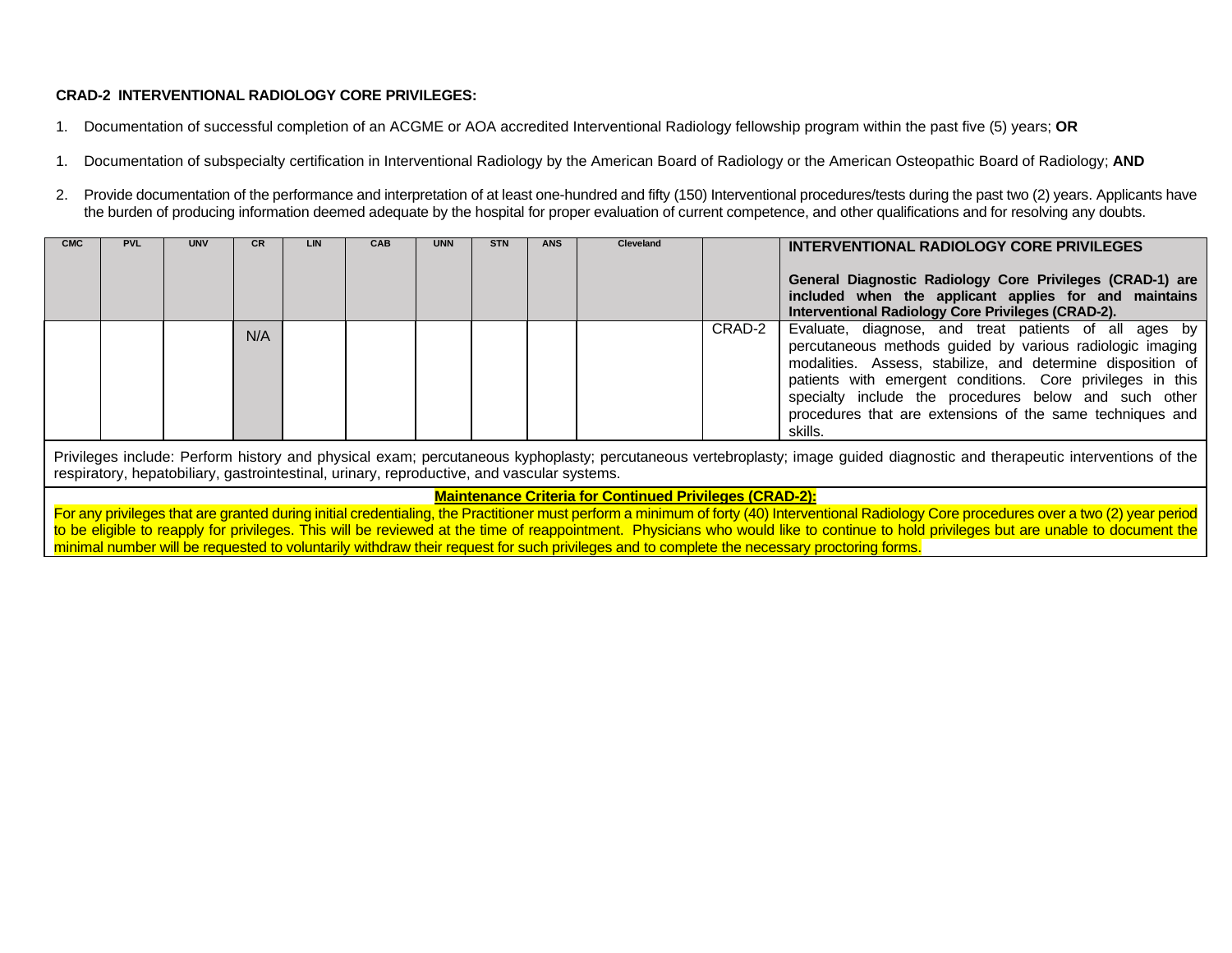**CRAD-2 INTERVENTIONAL RADIOLOGY CORE PRIVILEGES:**

1. Documentation of successful completion of an ACGME or AOA accredited Interventional Radiology fellowship program within the past five (5) years; **OR**

1. Documentation of subspecialty certification in Interventional Radiology by the American Board of Radiology or the American Osteopathic Board of Radiology; **AND**

2. Provide documentation of the performance and interpretation of at least one-hundred and fifty (150) Interventional procedures/tests during the past two (2) years. Applicants have the burden of producing information deemed adequate by the hospital for proper evaluation of current competence, and other qualifications and for resolving any doubts.

| CMC | PVL | UNV | CR | LIN | CAB | UNN | STN | ANS | Cleveland | | **INTERVENTIONAL RADIOLOGY CORE PRIVILEGES**<br><br>**General Diagnostic Radiology Core Privileges (CRAD-1) are included when the applicant applies for and maintains Interventional Radiology Core Privileges (CRAD-2).** |
|---|---|---|---|---|---|---|---|---|---|---|---|
| | | | N/A | | | | | | | CRAD-2 | Evaluate, diagnose, and treat patients of all ages by percutaneous methods guided by various radiologic imaging modalities. Assess, stabilize, and determine disposition of patients with emergent conditions. Core privileges in this specialty include the procedures below and such other procedures that are extensions of the same techniques and skills. |
| Privileges include: Perform history and physical exam; percutaneous kyphoplasty; percutaneous vertebroplasty; image guided diagnostic and therapeutic interventions of the respiratory, hepatobiliary, gastrointestinal, urinary, reproductive, and vascular systems. | | | | | | | | | | | |
| **Maintenance Criteria for Continued Privileges (CRAD-2):**<br>For any privileges that are granted during initial credentialing, the Practitioner must perform a minimum of forty (40) Interventional Radiology Core procedures over a two (2) year period to be eligible to reapply for privileges. This will be reviewed at the time of reappointment. Physicians who would like to continue to hold privileges but are unable to document the minimal number will be requested to voluntarily withdraw their request for such privileges and to complete the necessary proctoring forms. | | | | | | | | | | | |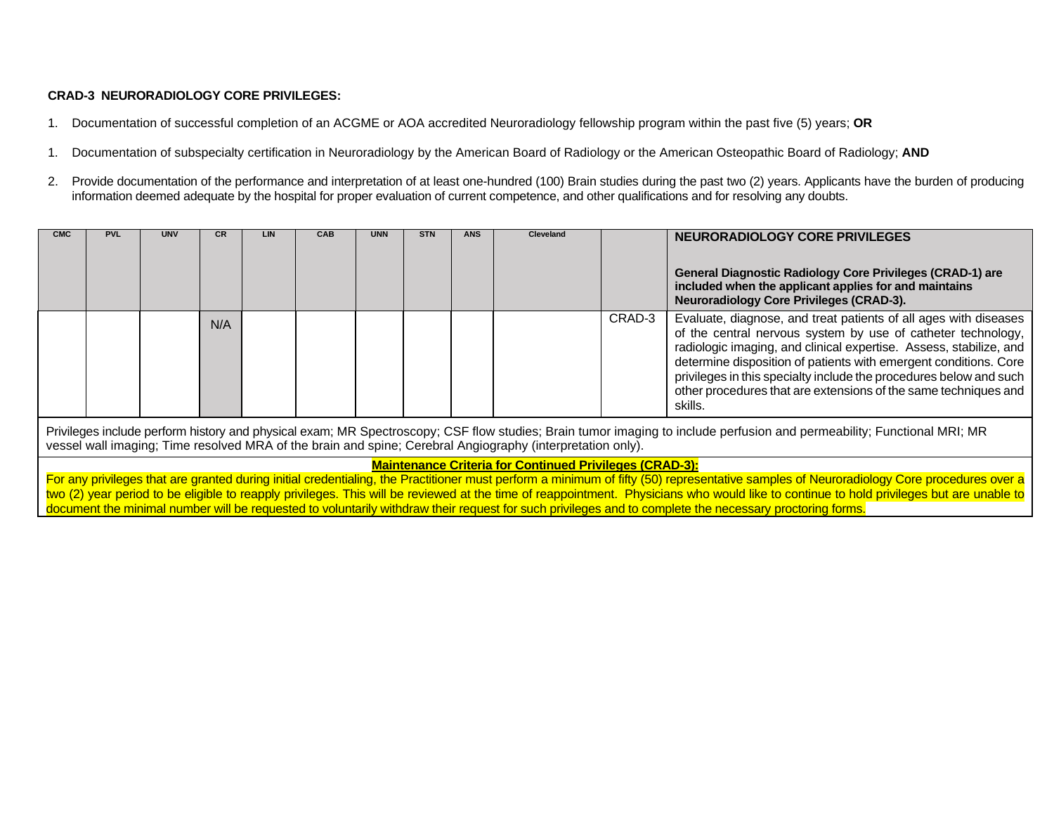**CRAD-3 NEURORADIOLOGY CORE PRIVILEGES:**

1. Documentation of successful completion of an ACGME or AOA accredited Neuroradiology fellowship program within the past five (5) years; **OR**

1. Documentation of subspecialty certification in Neuroradiology by the American Board of Radiology or the American Osteopathic Board of Radiology; **AND**

2. Provide documentation of the performance and interpretation of at least one-hundred (100) Brain studies during the past two (2) years. Applicants have the burden of producing information deemed adequate by the hospital for proper evaluation of current competence, and other qualifications and for resolving any doubts.

| CMC | PVL | UNV | CR | LIN | CAB | UNN | STN | ANS | Cleveland | | **NEURORADIOLOGY CORE PRIVILEGES**<br><br>**General Diagnostic Radiology Core Privileges (CRAD-1) are included when the applicant applies for and maintains Neuroradiology Core Privileges (CRAD-3).** |
|---|---|---|---|---|---|---|---|---|---|---|---|
| | | | N/A | | | | | | | CRAD-3 | Evaluate, diagnose, and treat patients of all ages with diseases of the central nervous system by use of catheter technology, radiologic imaging, and clinical expertise. Assess, stabilize, and determine disposition of patients with emergent conditions. Core privileges in this specialty include the procedures below and such other procedures that are extensions of the same techniques and skills. |

Privileges include perform history and physical exam; MR Spectroscopy; CSF flow studies; Brain tumor imaging to include perfusion and permeability; Functional MRI; MR vessel wall imaging; Time resolved MRA of the brain and spine; Cerebral Angiography (interpretation only).

**Maintenance Criteria for Continued Privileges (CRAD-3):**

For any privileges that are granted during initial credentialing, the Practitioner must perform a minimum of fifty (50) representative samples of Neuroradiology Core procedures over a two (2) year period to be eligible to reapply privileges. This will be reviewed at the time of reappointment. Physicians who would like to continue to hold privileges but are unable to document the minimal number will be requested to voluntarily withdraw their request for such privileges and to complete the necessary proctoring forms.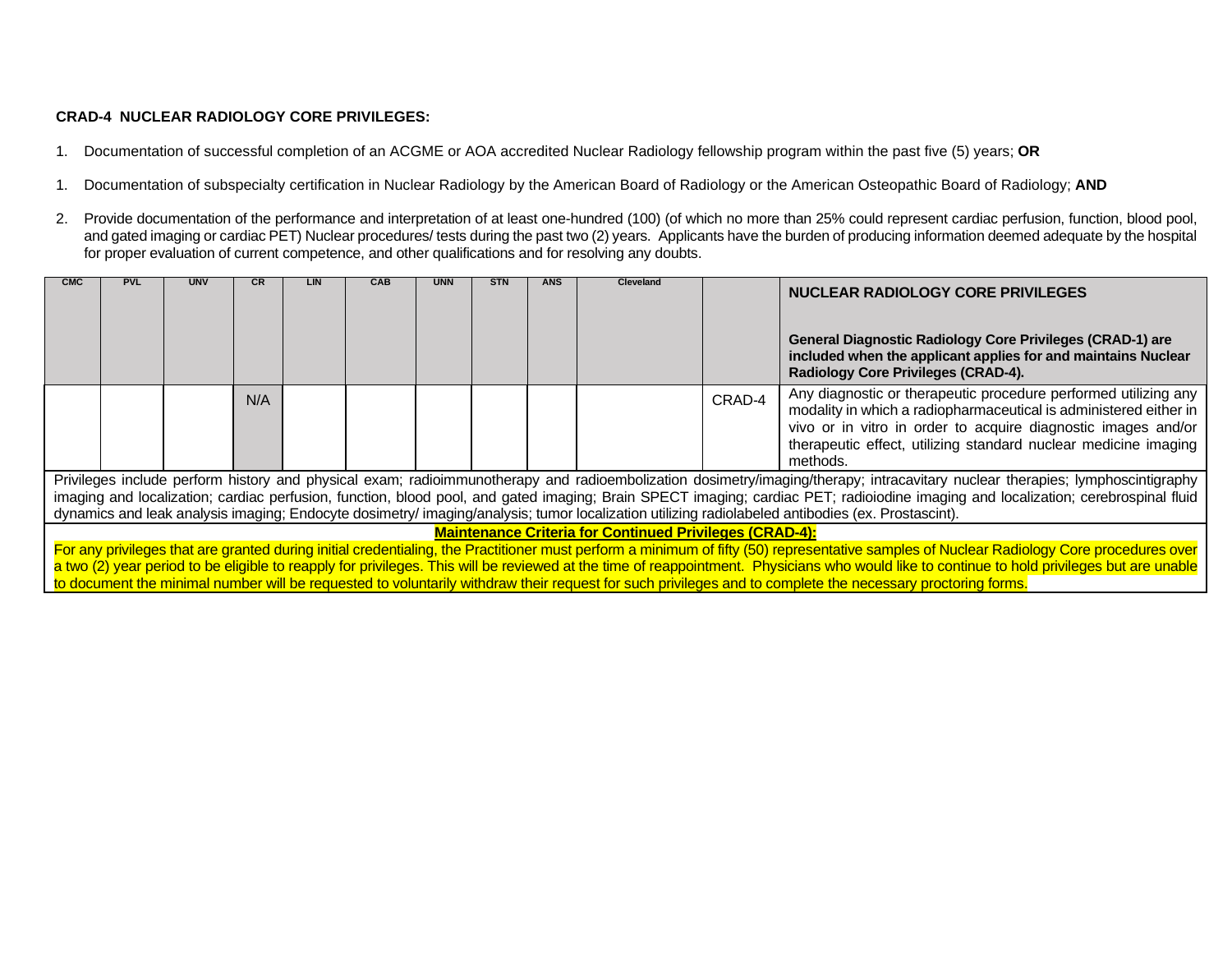**CRAD-4 NUCLEAR RADIOLOGY CORE PRIVILEGES:**

1. Documentation of successful completion of an ACGME or AOA accredited Nuclear Radiology fellowship program within the past five (5) years; **OR**

1. Documentation of subspecialty certification in Nuclear Radiology by the American Board of Radiology or the American Osteopathic Board of Radiology; **AND**

2. Provide documentation of the performance and interpretation of at least one-hundred (100) (of which no more than 25% could represent cardiac perfusion, function, blood pool, and gated imaging or cardiac PET) Nuclear procedures/ tests during the past two (2) years. Applicants have the burden of producing information deemed adequate by the hospital for proper evaluation of current competence, and other qualifications and for resolving any doubts.

| CMC | PVL | UNV | CR | LIN | CAB | UNN | STN | ANS | Cleveland | | **NUCLEAR RADIOLOGY CORE PRIVILEGES**<br><br>**General Diagnostic Radiology Core Privileges (CRAD-1) are included when the applicant applies for and maintains Nuclear Radiology Core Privileges (CRAD-4).** |
|---|---|---|---|---|---|---|---|---|---|---|---|
| | | | N/A | | | | | | | CRAD-4 | Any diagnostic or therapeutic procedure performed utilizing any modality in which a radiopharmaceutical is administered either in vivo or in vitro in order to acquire diagnostic images and/or therapeutic effect, utilizing standard nuclear medicine imaging methods. |
| Privileges include perform history and physical exam; radioimmunotherapy and radioembolization dosimetry/imaging/therapy; intracavitary nuclear therapies; lymphoscintigraphy imaging and localization; cardiac perfusion, function, blood pool, and gated imaging; Brain SPECT imaging; cardiac PET; radioiodine imaging and localization; cerebrospinal fluid dynamics and leak analysis imaging; Endocyte dosimetry/ imaging/analysis; tumor localization utilizing radiolabeled antibodies (ex. Prostascint). | | | | | | | | | | | |
| **Maintenance Criteria for Continued Privileges (CRAD-4):**<br>For any privileges that are granted during initial credentialing, the Practitioner must perform a minimum of fifty (50) representative samples of Nuclear Radiology Core procedures over a two (2) year period to be eligible to reapply for privileges. This will be reviewed at the time of reappointment. Physicians who would like to continue to hold privileges but are unable to document the minimal number will be requested to voluntarily withdraw their request for such privileges and to complete the necessary proctoring forms. | | | | | | | | | | | |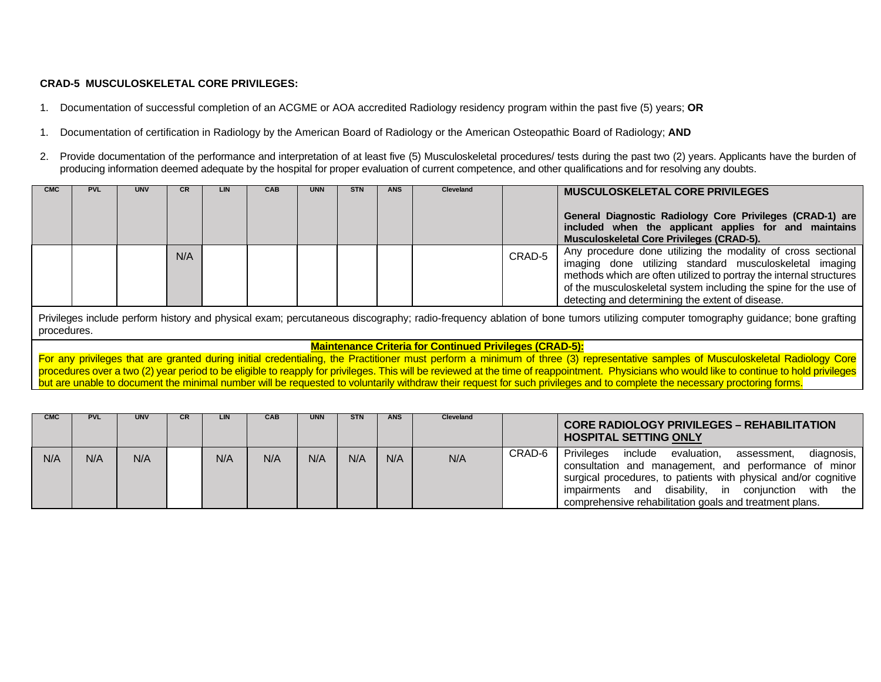**CRAD-5 MUSCULOSKELETAL CORE PRIVILEGES:**

1. Documentation of successful completion of an ACGME or AOA accredited Radiology residency program within the past five (5) years; **OR**

1. Documentation of certification in Radiology by the American Board of Radiology or the American Osteopathic Board of Radiology; **AND**

2. Provide documentation of the performance and interpretation of at least five (5) Musculoskeletal procedures/ tests during the past two (2) years. Applicants have the burden of producing information deemed adequate by the hospital for proper evaluation of current competence, and other qualifications and for resolving any doubts.

| CMC | PVL | UNV | CR | LIN | CAB | UNN | STN | ANS | Cleveland | | **MUSCULOSKELETAL CORE PRIVILEGES**<br><br>**General Diagnostic Radiology Core Privileges (CRAD-1) are included when the applicant applies for and maintains Musculoskeletal Core Privileges (CRAD-5).** |
|---|---|---|---|---|---|---|---|---|---|---|---|
| | | | N/A | | | | | | | CRAD-5 | Any procedure done utilizing the modality of cross sectional imaging done utilizing standard musculoskeletal imaging methods which are often utilized to portray the internal structures of the musculoskeletal system including the spine for the use of detecting and determining the extent of disease. |

Privileges include perform history and physical exam; percutaneous discography; radio-frequency ablation of bone tumors utilizing computer tomography guidance; bone grafting procedures.

**Maintenance Criteria for Continued Privileges (CRAD-5):**

For any privileges that are granted during initial credentialing, the Practitioner must perform a minimum of three (3) representative samples of Musculoskeletal Radiology Core procedures over a two (2) year period to be eligible to reapply for privileges. This will be reviewed at the time of reappointment. Physicians who would like to continue to hold privileges but are unable to document the minimal number will be requested to voluntarily withdraw their request for such privileges and to complete the necessary proctoring forms.

| CMC | PVL | UNV | CR | LIN | CAB | UNN | STN | ANS | Cleveland | | **CORE RADIOLOGY PRIVILEGES – REHABILITATION HOSPITAL SETTING ONLY** |
|---|---|---|---|---|---|---|---|---|---|---|---|
| N/A | N/A | N/A | | N/A | N/A | N/A | N/A | N/A | N/A | CRAD-6 | Privileges include evaluation, assessment, diagnosis, consultation and management, and performance of minor surgical procedures, to patients with physical and/or cognitive impairments and disability, in conjunction with the comprehensive rehabilitation goals and treatment plans. |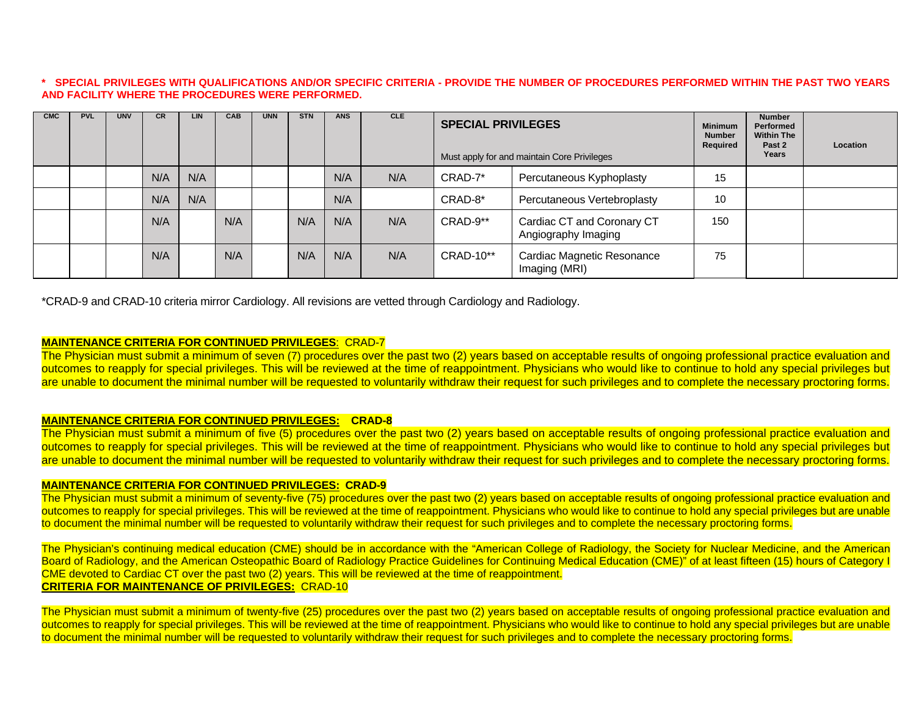**\* SPECIAL PRIVILEGES WITH QUALIFICATIONS AND/OR SPECIFIC CRITERIA - PROVIDE THE NUMBER OF PROCEDURES PERFORMED WITHIN THE PAST TWO YEARS AND FACILITY WHERE THE PROCEDURES WERE PERFORMED.**

| CMC | PVL | UNV | CR | LIN | CAB | UNN | STN | ANS | CLE | SPECIAL PRIVILEGES<br>Must apply for and maintain Core Privileges | | Minimum Number Required | Number Performed Within The Past 2 Years | Location |
|---|---|---|---|---|---|---|---|---|---|---|---|---|---|---|
| | | | N/A | N/A | | | | N/A | N/A | CRAD-7* | Percutaneous Kyphoplasty | 15 | | |
| | | | N/A | N/A | | | | N/A | | CRAD-8* | Percutaneous Vertebroplasty | 10 | | |
| | | | N/A | | N/A | | N/A | N/A | N/A | CRAD-9** | Cardiac CT and Coronary CT Angiography Imaging | 150 | | |
| | | | N/A | | N/A | | N/A | N/A | N/A | CRAD-10** | Cardiac Magnetic Resonance Imaging (MRI) | 75 | | |

*CRAD-9 and CRAD-10 criteria mirror Cardiology. All revisions are vetted through Cardiology and Radiology.

**MAINTENANCE CRITERIA FOR CONTINUED PRIVILEGES**: CRAD-7

The Physician must submit a minimum of seven (7) procedures over the past two (2) years based on acceptable results of ongoing professional practice evaluation and outcomes to reapply for special privileges. This will be reviewed at the time of reappointment. Physicians who would like to continue to hold any special privileges but are unable to document the minimal number will be requested to voluntarily withdraw their request for such privileges and to complete the necessary proctoring forms.

**MAINTENANCE CRITERIA FOR CONTINUED PRIVILEGES: CRAD-8**

The Physician must submit a minimum of five (5) procedures over the past two (2) years based on acceptable results of ongoing professional practice evaluation and outcomes to reapply for special privileges. This will be reviewed at the time of reappointment. Physicians who would like to continue to hold any special privileges but are unable to document the minimal number will be requested to voluntarily withdraw their request for such privileges and to complete the necessary proctoring forms.

**MAINTENANCE CRITERIA FOR CONTINUED PRIVILEGES: CRAD-9**

The Physician must submit a minimum of seventy-five (75) procedures over the past two (2) years based on acceptable results of ongoing professional practice evaluation and outcomes to reapply for special privileges. This will be reviewed at the time of reappointment. Physicians who would like to continue to hold any special privileges but are unable to document the minimal number will be requested to voluntarily withdraw their request for such privileges and to complete the necessary proctoring forms.

The Physician's continuing medical education (CME) should be in accordance with the "American College of Radiology, the Society for Nuclear Medicine, and the American Board of Radiology, and the American Osteopathic Board of Radiology Practice Guidelines for Continuing Medical Education (CME)" of at least fifteen (15) hours of Category I CME devoted to Cardiac CT over the past two (2) years. This will be reviewed at the time of reappointment.

**CRITERIA FOR MAINTENANCE OF PRIVILEGES:** CRAD-10

The Physician must submit a minimum of twenty-five (25) procedures over the past two (2) years based on acceptable results of ongoing professional practice evaluation and outcomes to reapply for special privileges. This will be reviewed at the time of reappointment. Physicians who would like to continue to hold any special privileges but are unable to document the minimal number will be requested to voluntarily withdraw their request for such privileges and to complete the necessary proctoring forms.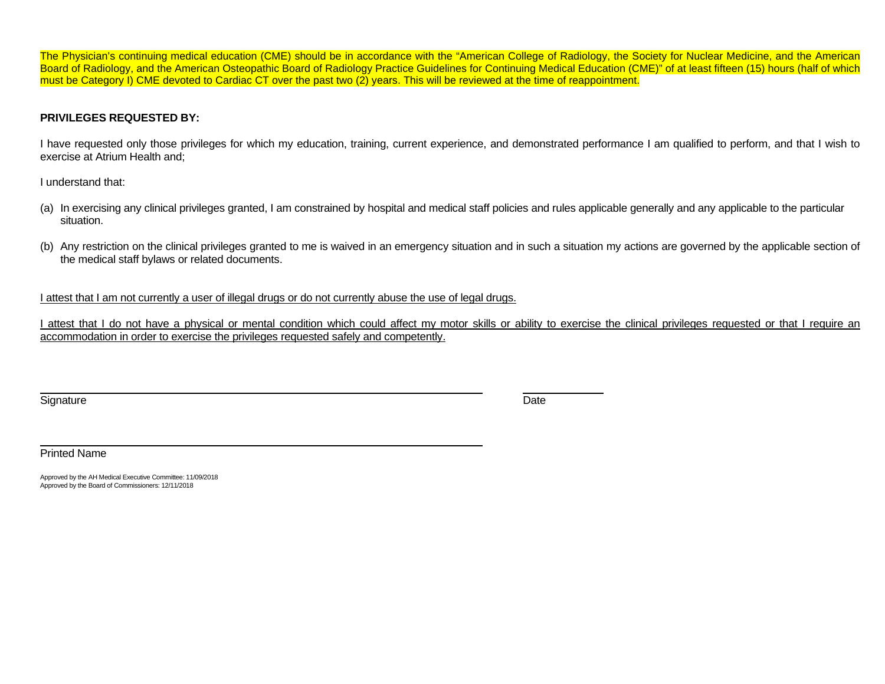The Physician's continuing medical education (CME) should be in accordance with the "American College of Radiology, the Society for Nuclear Medicine, and the American Board of Radiology, and the American Osteopathic Board of Radiology Practice Guidelines for Continuing Medical Education (CME)" of at least fifteen (15) hours (half of which must be Category I) CME devoted to Cardiac CT over the past two (2) years. This will be reviewed at the time of reappointment.

**PRIVILEGES REQUESTED BY:**

I have requested only those privileges for which my education, training, current experience, and demonstrated performance I am qualified to perform, and that I wish to exercise at Atrium Health and;

I understand that:

(a) In exercising any clinical privileges granted, I am constrained by hospital and medical staff policies and rules applicable generally and any applicable to the particular situation.

(b) Any restriction on the clinical privileges granted to me is waived in an emergency situation and in such a situation my actions are governed by the applicable section of the medical staff bylaws or related documents.

<u>I attest that I am not currently a user of illegal drugs or do not currently abuse the use of legal drugs.</u>

<u>I attest that I do not have a physical or mental condition which could affect my motor skills or ability to exercise the clinical privileges requested or that I require an accommodation in order to exercise the privileges requested safely and competently.</u>

\_\_\_\_\_\_\_\_\_\_\_\_\_\_\_\_\_\_\_\_\_\_\_\_\_\_\_\_\_\_\_\_\_\_\_\_\_\_\_\_\_\_\_\_ \_\_\_\_\_\_\_\_\_\_\_\_
Signature Date

\_\_\_\_\_\_\_\_\_\_\_\_\_\_\_\_\_\_\_\_\_\_\_\_\_\_\_\_\_\_\_\_\_\_\_\_\_\_\_\_\_\_\_\_
Printed Name

Approved by the AH Medical Executive Committee: 11/09/2018
Approved by the Board of Commissioners: 12/11/2018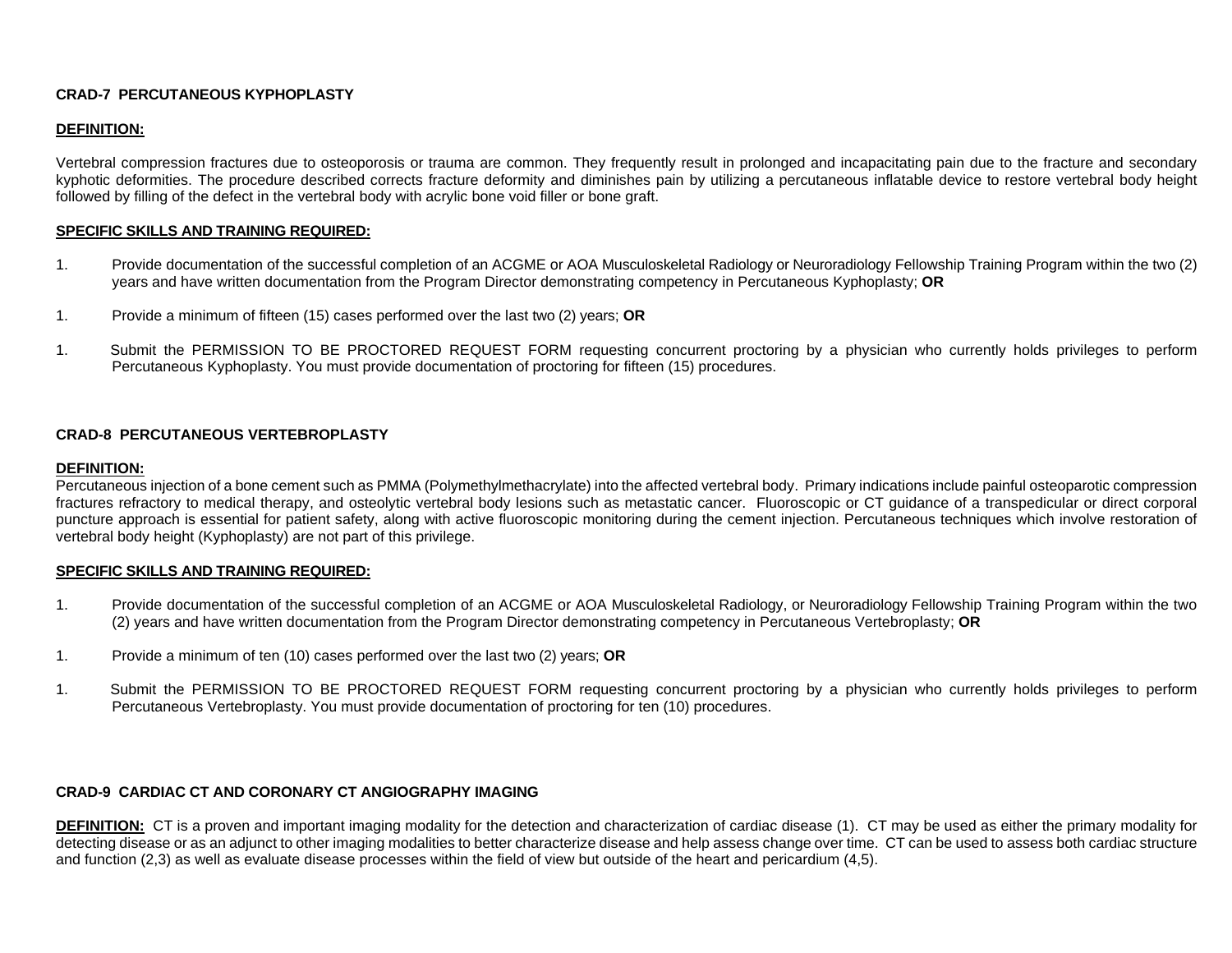**CRAD-7 PERCUTANEOUS KYPHOPLASTY**

**DEFINITION:**

Vertebral compression fractures due to osteoporosis or trauma are common. They frequently result in prolonged and incapacitating pain due to the fracture and secondary kyphotic deformities. The procedure described corrects fracture deformity and diminishes pain by utilizing a percutaneous inflatable device to restore vertebral body height followed by filling of the defect in the vertebral body with acrylic bone void filler or bone graft.

**SPECIFIC SKILLS AND TRAINING REQUIRED:**

1. Provide documentation of the successful completion of an ACGME or AOA Musculoskeletal Radiology or Neuroradiology Fellowship Training Program within the two (2) years and have written documentation from the Program Director demonstrating competency in Percutaneous Kyphoplasty; **OR**

1. Provide a minimum of fifteen (15) cases performed over the last two (2) years; **OR**

1. Submit the PERMISSION TO BE PROCTORED REQUEST FORM requesting concurrent proctoring by a physician who currently holds privileges to perform Percutaneous Kyphoplasty. You must provide documentation of proctoring for fifteen (15) procedures.

**CRAD-8 PERCUTANEOUS VERTEBROPLASTY**

**DEFINITION:**
Percutaneous injection of a bone cement such as PMMA (Polymethylmethacrylate) into the affected vertebral body. Primary indications include painful osteoparotic compression fractures refractory to medical therapy, and osteolytic vertebral body lesions such as metastatic cancer. Fluoroscopic or CT guidance of a transpedicular or direct corporal puncture approach is essential for patient safety, along with active fluoroscopic monitoring during the cement injection. Percutaneous techniques which involve restoration of vertebral body height (Kyphoplasty) are not part of this privilege.

**SPECIFIC SKILLS AND TRAINING REQUIRED:**

1. Provide documentation of the successful completion of an ACGME or AOA Musculoskeletal Radiology, or Neuroradiology Fellowship Training Program within the two (2) years and have written documentation from the Program Director demonstrating competency in Percutaneous Vertebroplasty; **OR**

1. Provide a minimum of ten (10) cases performed over the last two (2) years; **OR**

1. Submit the PERMISSION TO BE PROCTORED REQUEST FORM requesting concurrent proctoring by a physician who currently holds privileges to perform Percutaneous Vertebroplasty. You must provide documentation of proctoring for ten (10) procedures.

**CRAD-9 CARDIAC CT AND CORONARY CT ANGIOGRAPHY IMAGING**

**DEFINITION:** CT is a proven and important imaging modality for the detection and characterization of cardiac disease (1). CT may be used as either the primary modality for detecting disease or as an adjunct to other imaging modalities to better characterize disease and help assess change over time. CT can be used to assess both cardiac structure and function (2,3) as well as evaluate disease processes within the field of view but outside of the heart and pericardium (4,5).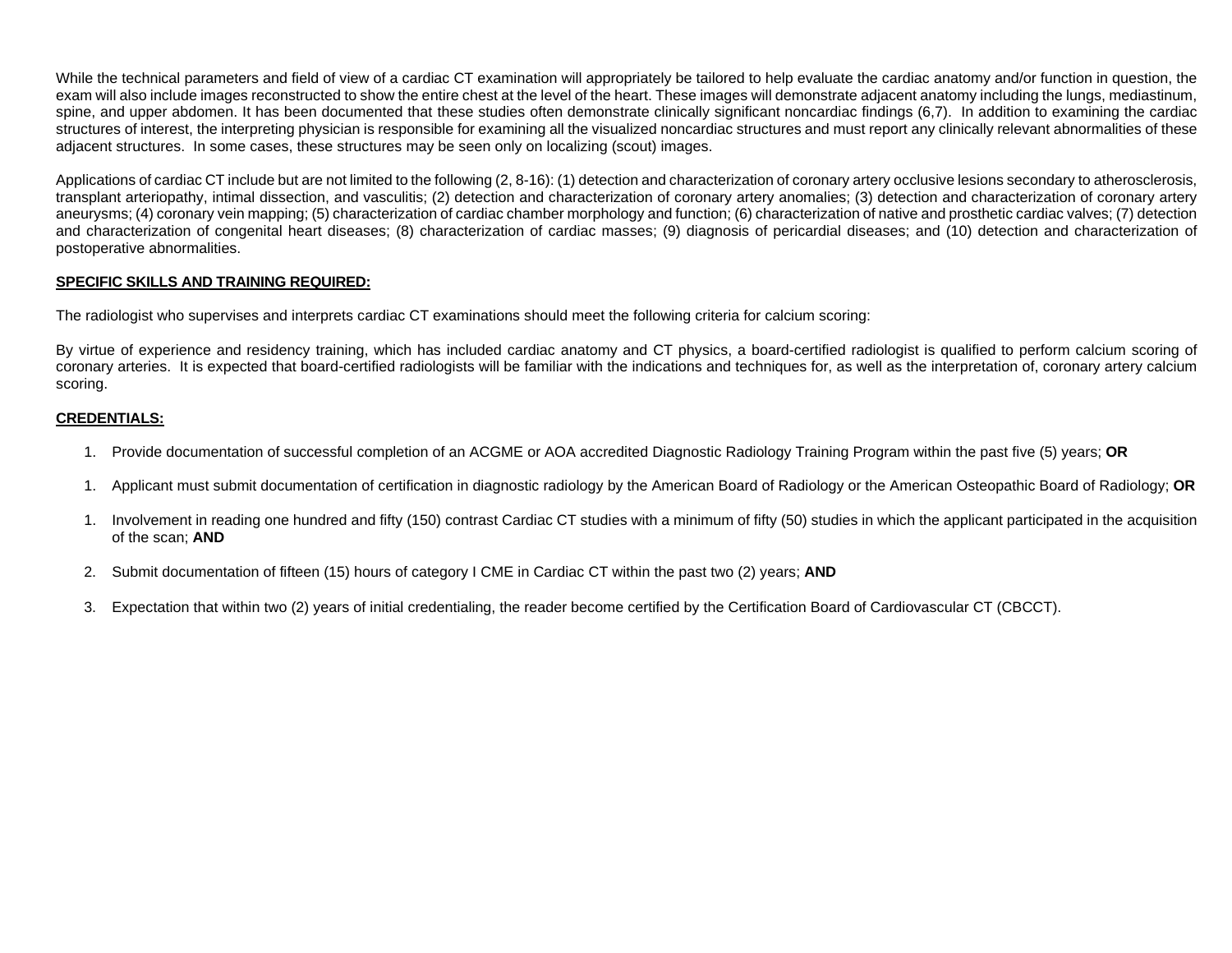While the technical parameters and field of view of a cardiac CT examination will appropriately be tailored to help evaluate the cardiac anatomy and/or function in question, the exam will also include images reconstructed to show the entire chest at the level of the heart. These images will demonstrate adjacent anatomy including the lungs, mediastinum, spine, and upper abdomen. It has been documented that these studies often demonstrate clinically significant noncardiac findings (6,7). In addition to examining the cardiac structures of interest, the interpreting physician is responsible for examining all the visualized noncardiac structures and must report any clinically relevant abnormalities of these adjacent structures. In some cases, these structures may be seen only on localizing (scout) images.

Applications of cardiac CT include but are not limited to the following (2, 8-16): (1) detection and characterization of coronary artery occlusive lesions secondary to atherosclerosis, transplant arteriopathy, intimal dissection, and vasculitis; (2) detection and characterization of coronary artery anomalies; (3) detection and characterization of coronary artery aneurysms; (4) coronary vein mapping; (5) characterization of cardiac chamber morphology and function; (6) characterization of native and prosthetic cardiac valves; (7) detection and characterization of congenital heart diseases; (8) characterization of cardiac masses; (9) diagnosis of pericardial diseases; and (10) detection and characterization of postoperative abnormalities.

**SPECIFIC SKILLS AND TRAINING REQUIRED:**

The radiologist who supervises and interprets cardiac CT examinations should meet the following criteria for calcium scoring:

By virtue of experience and residency training, which has included cardiac anatomy and CT physics, a board-certified radiologist is qualified to perform calcium scoring of coronary arteries. It is expected that board-certified radiologists will be familiar with the indications and techniques for, as well as the interpretation of, coronary artery calcium scoring.

**CREDENTIALS:**

1. Provide documentation of successful completion of an ACGME or AOA accredited Diagnostic Radiology Training Program within the past five (5) years; **OR**

1. Applicant must submit documentation of certification in diagnostic radiology by the American Board of Radiology or the American Osteopathic Board of Radiology; **OR**

1. Involvement in reading one hundred and fifty (150) contrast Cardiac CT studies with a minimum of fifty (50) studies in which the applicant participated in the acquisition of the scan; **AND**

2. Submit documentation of fifteen (15) hours of category I CME in Cardiac CT within the past two (2) years; **AND**

3. Expectation that within two (2) years of initial credentialing, the reader become certified by the Certification Board of Cardiovascular CT (CBCCT).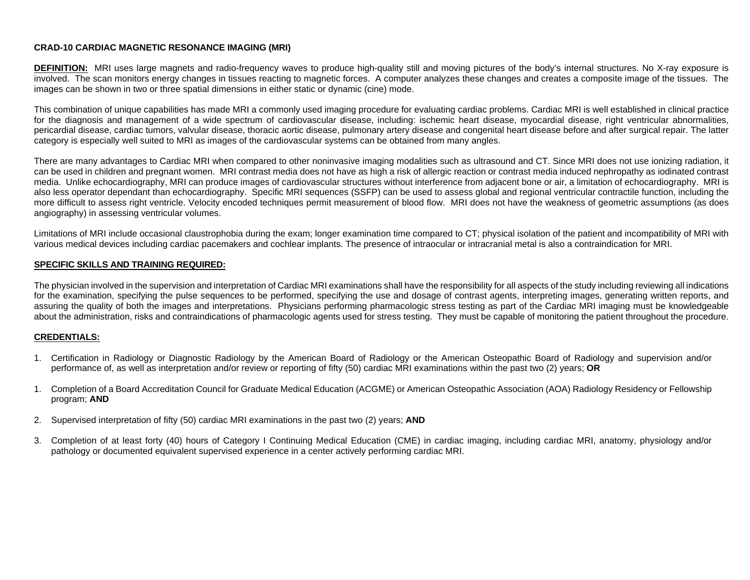**CRAD-10 CARDIAC MAGNETIC RESONANCE IMAGING (MRI)**

**DEFINITION:** MRI uses large magnets and radio-frequency waves to produce high-quality still and moving pictures of the body's internal structures. No X-ray exposure is involved. The scan monitors energy changes in tissues reacting to magnetic forces. A computer analyzes these changes and creates a composite image of the tissues. The images can be shown in two or three spatial dimensions in either static or dynamic (cine) mode.

This combination of unique capabilities has made MRI a commonly used imaging procedure for evaluating cardiac problems. Cardiac MRI is well established in clinical practice for the diagnosis and management of a wide spectrum of cardiovascular disease, including: ischemic heart disease, myocardial disease, right ventricular abnormalities, pericardial disease, cardiac tumors, valvular disease, thoracic aortic disease, pulmonary artery disease and congenital heart disease before and after surgical repair. The latter category is especially well suited to MRI as images of the cardiovascular systems can be obtained from many angles.

There are many advantages to Cardiac MRI when compared to other noninvasive imaging modalities such as ultrasound and CT. Since MRI does not use ionizing radiation, it can be used in children and pregnant women. MRI contrast media does not have as high a risk of allergic reaction or contrast media induced nephropathy as iodinated contrast media. Unlike echocardiography, MRI can produce images of cardiovascular structures without interference from adjacent bone or air, a limitation of echocardiography. MRI is also less operator dependant than echocardiography. Specific MRI sequences (SSFP) can be used to assess global and regional ventricular contractile function, including the more difficult to assess right ventricle. Velocity encoded techniques permit measurement of blood flow. MRI does not have the weakness of geometric assumptions (as does angiography) in assessing ventricular volumes.

Limitations of MRI include occasional claustrophobia during the exam; longer examination time compared to CT; physical isolation of the patient and incompatibility of MRI with various medical devices including cardiac pacemakers and cochlear implants. The presence of intraocular or intracranial metal is also a contraindication for MRI.

**SPECIFIC SKILLS AND TRAINING REQUIRED:**

The physician involved in the supervision and interpretation of Cardiac MRI examinations shall have the responsibility for all aspects of the study including reviewing all indications for the examination, specifying the pulse sequences to be performed, specifying the use and dosage of contrast agents, interpreting images, generating written reports, and assuring the quality of both the images and interpretations. Physicians performing pharmacologic stress testing as part of the Cardiac MRI imaging must be knowledgeable about the administration, risks and contraindications of pharmacologic agents used for stress testing. They must be capable of monitoring the patient throughout the procedure.

**CREDENTIALS:**

1. Certification in Radiology or Diagnostic Radiology by the American Board of Radiology or the American Osteopathic Board of Radiology and supervision and/or performance of, as well as interpretation and/or review or reporting of fifty (50) cardiac MRI examinations within the past two (2) years; **OR**

1. Completion of a Board Accreditation Council for Graduate Medical Education (ACGME) or American Osteopathic Association (AOA) Radiology Residency or Fellowship program; **AND**

2. Supervised interpretation of fifty (50) cardiac MRI examinations in the past two (2) years; **AND**

3. Completion of at least forty (40) hours of Category I Continuing Medical Education (CME) in cardiac imaging, including cardiac MRI, anatomy, physiology and/or pathology or documented equivalent supervised experience in a center actively performing cardiac MRI.